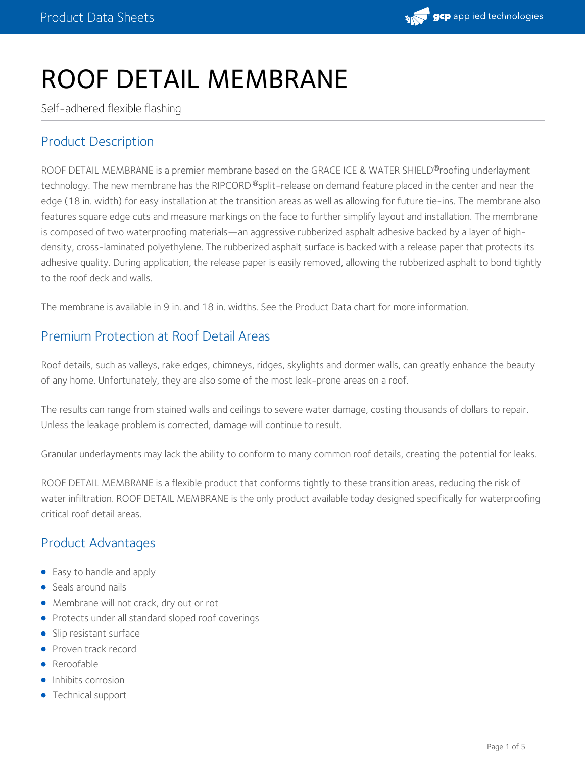# ROOF DETAIL MEMBRANE

Self-adhered flexible flashing

## Product Description

ROOF DETAIL MEMBRANE is a premier membrane based on the GRACE ICE & WATER SHIELD®roofing underlayment technology. The new membrane has the RIPCORD®split-release on demand feature placed in the center and near the edge (18 in. width) for easy installation at the transition areas as well as allowing for future tie-ins. The membrane also features square edge cuts and measure markings on the face to further simplify layout and installation. The membrane is composed of two waterproofing materials—an aggressive rubberized asphalt adhesive backed by a layer of high-density, cross-laminated polyethylene. The rubberized asphalt surface is backed with a release paper that protects its adhesive quality. During application, the release paper is easily removed, allowing the rubberized asphalt to bond tightly to the roof deck and walls.

The membrane is available in 9 in. and 18 in. widths. See the Product Data chart for more information.

## Premium Protection at Roof Detail Areas

Roof details, such as valleys, rake edges, chimneys, ridges, skylights and dormer walls, can greatly enhance the beauty of any home. Unfortunately, they are also some of the most leak-prone areas on a roof.

The results can range from stained walls and ceilings to severe water damage, costing thousands of dollars to repair. Unless the leakage problem is corrected, damage will continue to result.

Granular underlayments may lack the ability to conform to many common roof details, creating the potential for leaks.

ROOF DETAIL MEMBRANE is a flexible product that conforms tightly to these transition areas, reducing the risk of water infiltration. ROOF DETAIL MEMBRANE is the only product available today designed specifically for waterproofing critical roof detail areas.

## Product Advantages

- Easy to handle and apply
- Seals around nails
- Membrane will not crack, dry out or rot
- Protects under all standard sloped roof coverings
- Slip resistant surface
- Proven track record
- Reroofable
- Inhibits corrosion
- Technical support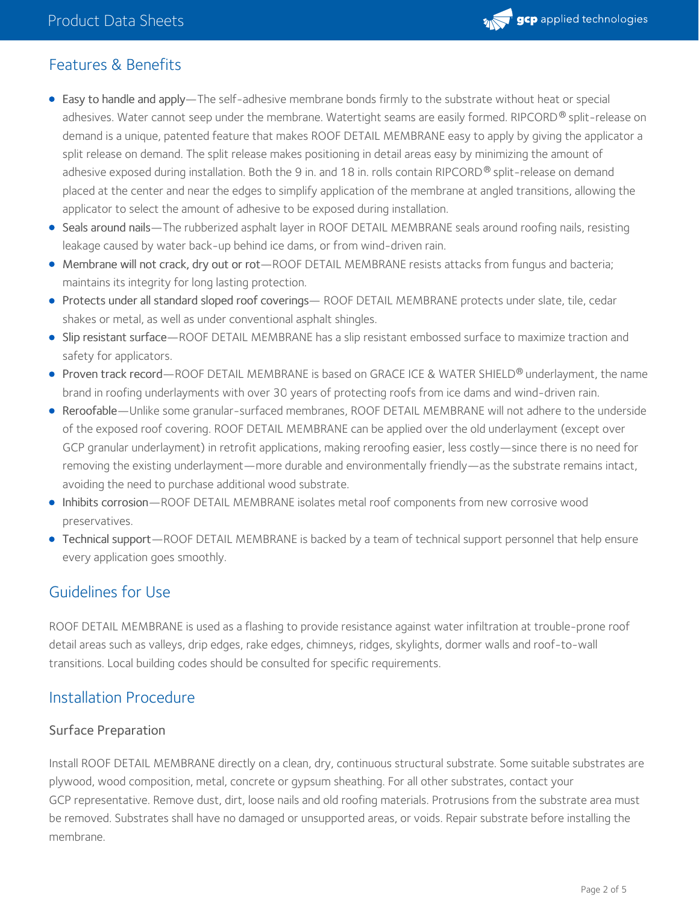## Features & Benefits

- Easy to handle and apply—The self-adhesive membrane bonds firmly to the substrate without heat or special adhesives. Water cannot seep under the membrane. Watertight seams are easily formed. RIPCORD® split-release on demand is a unique, patented feature that makes ROOF DETAIL MEMBRANE easy to apply by giving the applicator a split release on demand. The split release makes positioning in detail areas easy by minimizing the amount of adhesive exposed during installation. Both the 9 in. and 18 in. rolls contain RIPCORD® split-release on demand placed at the center and near the edges to simplify application of the membrane at angled transitions, allowing the applicator to select the amount of adhesive to be exposed during installation.
- Seals around nails—The rubberized asphalt layer in ROOF DETAIL MEMBRANE seals around roofing nails, resisting leakage caused by water back-up behind ice dams, or from wind-driven rain.
- Membrane will not crack, dry out or rot—ROOF DETAIL MEMBRANE resists attacks from fungus and bacteria; maintains its integrity for long lasting protection.
- Protects under all standard sloped roof coverings— ROOF DETAIL MEMBRANE protects under slate, tile, cedar shakes or metal, as well as under conventional asphalt shingles.
- Slip resistant surface—ROOF DETAIL MEMBRANE has a slip resistant embossed surface to maximize traction and safety for applicators.
- Proven track record—ROOF DETAIL MEMBRANE is based on GRACE ICE & WATER SHIELD® underlayment, the name brand in roofing underlayments with over 30 years of protecting roofs from ice dams and wind-driven rain.
- Reroofable—Unlike some granular-surfaced membranes, ROOF DETAIL MEMBRANE will not adhere to the underside of the exposed roof covering. ROOF DETAIL MEMBRANE can be applied over the old underlayment (except over GCP granular underlayment) in retrofit applications, making reroofing easier, less costly—since there is no need for removing the existing underlayment—more durable and environmentally friendly—as the substrate remains intact, avoiding the need to purchase additional wood substrate.
- Inhibits corrosion—ROOF DETAIL MEMBRANE isolates metal roof components from new corrosive wood preservatives.
- Technical support—ROOF DETAIL MEMBRANE is backed by a team of technical support personnel that help ensure every application goes smoothly.

## Guidelines for Use

ROOF DETAIL MEMBRANE is used as a flashing to provide resistance against water infiltration at trouble-prone roof detail areas such as valleys, drip edges, rake edges, chimneys, ridges, skylights, dormer walls and roof-to-wall transitions. Local building codes should be consulted for specific requirements.

## Installation Procedure

### Surface Preparation

Install ROOF DETAIL MEMBRANE directly on a clean, dry, continuous structural substrate. Some suitable substrates are plywood, wood composition, metal, concrete or gypsum sheathing. For all other substrates, contact your GCP representative. Remove dust, dirt, loose nails and old roofing materials. Protrusions from the substrate area must be removed. Substrates shall have no damaged or unsupported areas, or voids. Repair substrate before installing the membrane.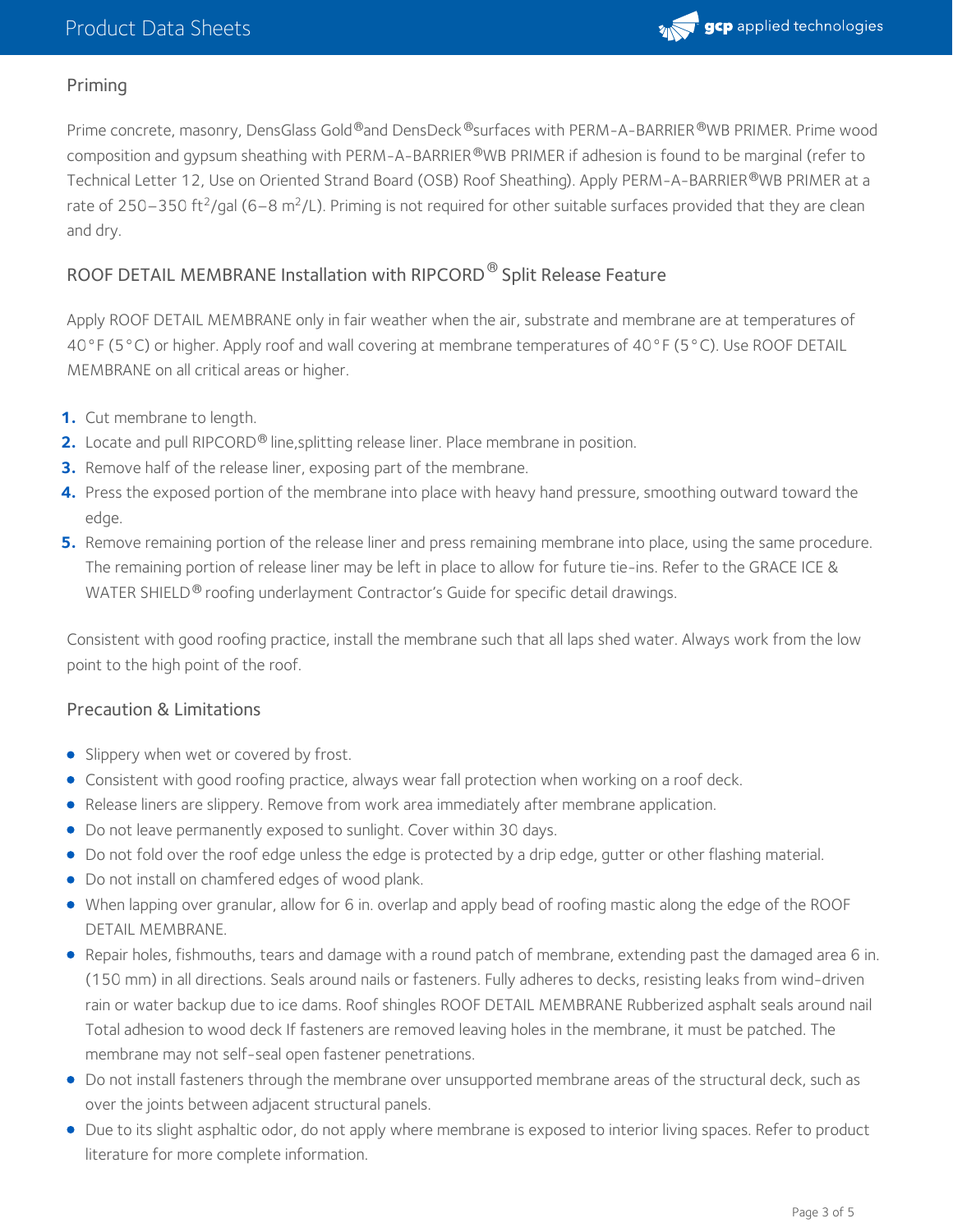## Priming

Prime concrete, masonry, DensGlass Gold®and DensDeck®surfaces with PERM-A-BARRIER®WB PRIMER. Prime wood composition and gypsum sheathing with PERM-A-BARRIER®WB PRIMER if adhesion is found to be marginal (refer to Technical Letter 12, Use on Oriented Strand Board (OSB) Roof Sheathing). Apply PERM-A-BARRIER®WB PRIMER at a rate of 250–350 $ft^2$/gal (6–8 $m^2$/L). Priming is not required for other suitable surfaces provided that they are clean and dry.

## ROOF DETAIL MEMBRANE Installation with RIPCORD® Split Release Feature

Apply ROOF DETAIL MEMBRANE only in fair weather when the air, substrate and membrane are at temperatures of 40°F (5°C) or higher. Apply roof and wall covering at membrane temperatures of 40°F (5°C). Use ROOF DETAIL MEMBRANE on all critical areas or higher.

1. Cut membrane to length.
2. Locate and pull RIPCORD® line,splitting release liner. Place membrane in position.
3. Remove half of the release liner, exposing part of the membrane.
4. Press the exposed portion of the membrane into place with heavy hand pressure, smoothing outward toward the edge.
5. Remove remaining portion of the release liner and press remaining membrane into place, using the same procedure. The remaining portion of release liner may be left in place to allow for future tie-ins. Refer to the GRACE ICE & WATER SHIELD® roofing underlayment Contractor's Guide for specific detail drawings.

Consistent with good roofing practice, install the membrane such that all laps shed water. Always work from the low point to the high point of the roof.

## Precaution & Limitations

- Slippery when wet or covered by frost.
- Consistent with good roofing practice, always wear fall protection when working on a roof deck.
- Release liners are slippery. Remove from work area immediately after membrane application.
- Do not leave permanently exposed to sunlight. Cover within 30 days.
- Do not fold over the roof edge unless the edge is protected by a drip edge, gutter or other flashing material.
- Do not install on chamfered edges of wood plank.
- When lapping over granular, allow for 6 in. overlap and apply bead of roofing mastic along the edge of the ROOF DETAIL MEMBRANE.
- Repair holes, fishmouths, tears and damage with a round patch of membrane, extending past the damaged area 6 in. (150 mm) in all directions. Seals around nails or fasteners. Fully adheres to decks, resisting leaks from wind-driven rain or water backup due to ice dams. Roof shingles ROOF DETAIL MEMBRANE Rubberized asphalt seals around nail Total adhesion to wood deck If fasteners are removed leaving holes in the membrane, it must be patched. The membrane may not self-seal open fastener penetrations.
- Do not install fasteners through the membrane over unsupported membrane areas of the structural deck, such as over the joints between adjacent structural panels.
- Due to its slight asphaltic odor, do not apply where membrane is exposed to interior living spaces. Refer to product literature for more complete information.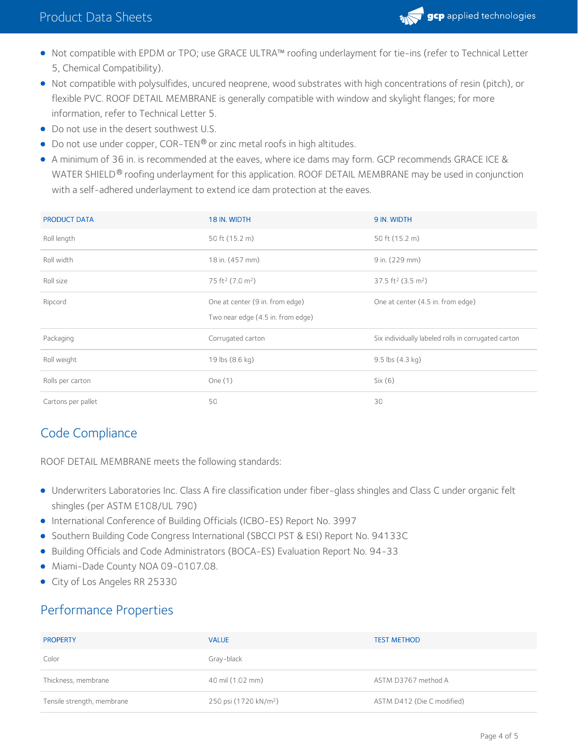- Not compatible with EPDM or TPO; use GRACE ULTRA™ roofing underlayment for tie-ins (refer to Technical Letter 5, Chemical Compatibility).
- Not compatible with polysulfides, uncured neoprene, wood substrates with high concentrations of resin (pitch), or flexible PVC. ROOF DETAIL MEMBRANE is generally compatible with window and skylight flanges; for more information, refer to Technical Letter 5.
- Do not use in the desert southwest U.S.
- Do not use under copper, COR-TEN® or zinc metal roofs in high altitudes.
- A minimum of 36 in. is recommended at the eaves, where ice dams may form. GCP recommends GRACE ICE & WATER SHIELD® roofing underlayment for this application. ROOF DETAIL MEMBRANE may be used in conjunction with a self-adhered underlayment to extend ice dam protection at the eaves.

| PRODUCT DATA | 18 IN. WIDTH | 9 IN. WIDTH |
|---|---|---|
| Roll length | 50 ft (15.2 m) | 50 ft (15.2 m) |
| Roll width | 18 in. (457 mm) | 9 in. (229 mm) |
| Roll size | 75 ft² (7.0 m²) | 37.5 ft² (3.5 m²) |
| Ripcord | One at center (9 in. from edge)<br>Two near edge (4.5 in. from edge) | One at center (4.5 in. from edge) |
| Packaging | Corrugated carton | Six individually labeled rolls in corrugated carton |
| Roll weight | 19 lbs (8.6 kg) | 9.5 lbs (4.3 kg) |
| Rolls per carton | One (1) | Six (6) |
| Cartons per pallet | 50 | 30 |

## Code Compliance

ROOF DETAIL MEMBRANE meets the following standards:

- Underwriters Laboratories Inc. Class A fire classification under fiber-glass shingles and Class C under organic felt shingles (per ASTM E108/UL 790)
- International Conference of Building Officials (ICBO-ES) Report No. 3997
- Southern Building Code Congress International (SBCCI PST & ESI) Report No. 94133C
- Building Officials and Code Administrators (BOCA-ES) Evaluation Report No. 94-33
- Miami-Dade County NOA 09-0107.08.
- City of Los Angeles RR 25330

## Performance Properties

| PROPERTY | VALUE | TEST METHOD |
|---|---|---|
| Color | Gray-black | |
| Thickness, membrane | 40 mil (1.02 mm) | ASTM D3767 method A |
| Tensile strength, membrane | 250 psi (1720 kN/m²) | ASTM D412 (Die C modified) |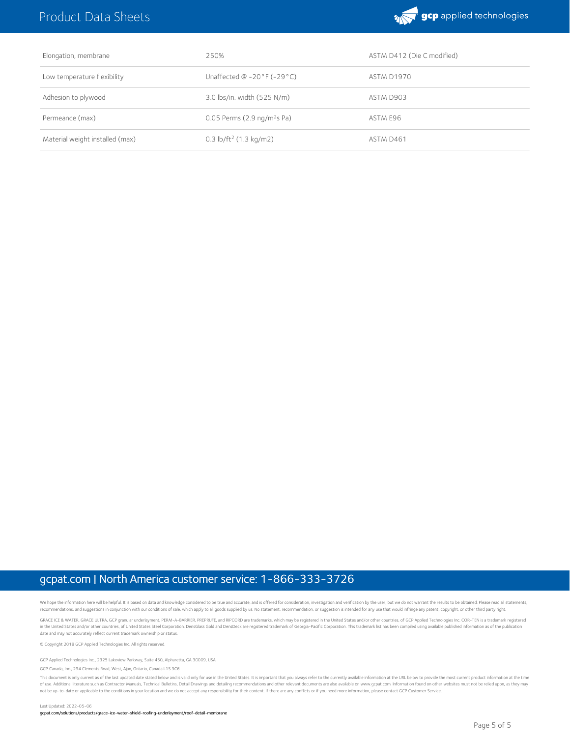| | | |
|---|---|---|
| Elongation, membrane | 250% | ASTM D412 (Die C modified) |
| Low temperature flexibility | Unaffected @ -20°F (-29°C) | ASTM D1970 |
| Adhesion to plywood | 3.0 lbs/in. width (525 N/m) | ASTM D903 |
| Permeance (max) | 0.05 Perms (2.9 ng/$m^2$s Pa) | ASTM E96 |
| Material weight installed (max) | 0.3 lb/$ft^2$ (1.3 kg/m2) | ASTM D461 |

gcpat.com | North America customer service: 1-866-333-3726

We hope the information here will be helpful. It is based on data and knowledge considered to be true and accurate, and is offered for consideration, investigation and verification by the user, but we do not warrant the results to be obtained. Please read all statements, recommendations, and suggestions in conjunction with our conditions of sale, which apply to all goods supplied by us. No statement, recommendation, or suggestion is intended for any use that would infringe any patent, copyright, or other third party right.

GRACE ICE & WATER, GRACE ULTRA, GCP granular underlayment, PERM-A-BARRIER, PREPRUFE, and RIPCORD are trademarks, which may be registered in the United States and/or other countries, of GCP Applied Technologies Inc. COR-TEN is a trademark registered in the United States and/or other countries, of United States Steel Corporation. DensGlass Gold and DensDeck are registered trademark of Georgia-Pacific Corporation. This trademark list has been compiled using available published information as of the publication date and may not accurately reflect current trademark ownership or status.

© Copyright 2018 GCP Applied Technologies Inc. All rights reserved.

GCP Applied Technologies Inc., 2325 Lakeview Parkway, Suite 450, Alpharetta, GA 30009, USA

GCP Canada, Inc., 294 Clements Road, West, Ajax, Ontario, Canada L1S 3C6

This document is only current as of the last updated date stated below and is valid only for use in the United States. It is important that you always refer to the currently available information at the URL below to provide the most current product information at the time of use. Additional literature such as Contractor Manuals, Technical Bulletins, Detail Drawings and detailing recommendations and other relevant documents are also available on www.gcpat.com. Information found on other websites must not be relied upon, as they may not be up-to-date or applicable to the conditions in your location and we do not accept any responsibility for their content. If there are any conflicts or if you need more information, please contact GCP Customer Service.

Last Updated: 2022-05-06

gcpat.com/solutions/products/grace-ice-water-shield-roofing-underlayment/roof-detail-membrane